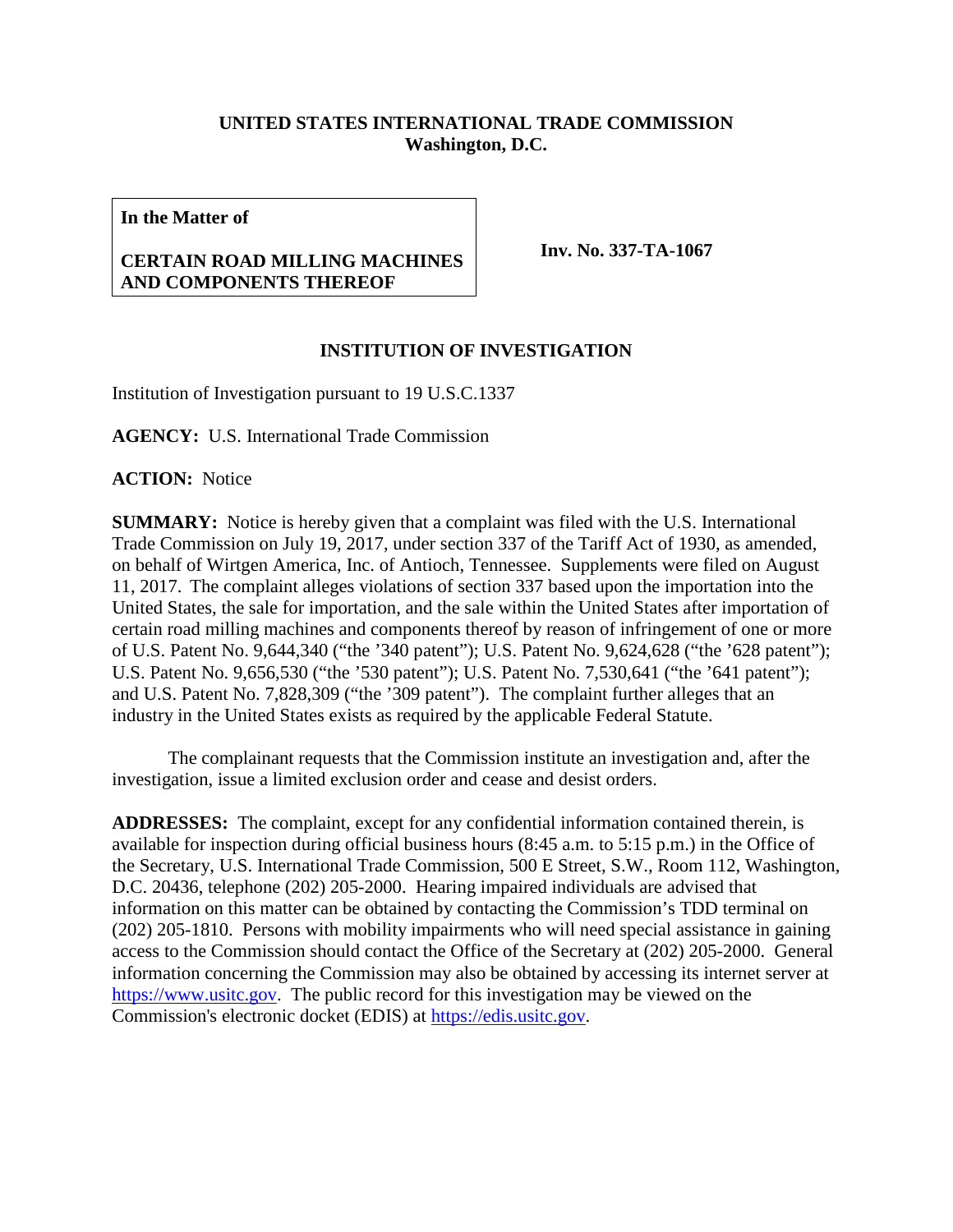**UNITED STATES INTERNATIONAL TRADE COMMISSION**
**Washington, D.C.**

| **In the Matter of**<br><br>**CERTAIN ROAD MILLING MACHINES AND COMPONENTS THEREOF** | **Inv. No. 337-TA-1067** |
|---|---|

## INSTITUTION OF INVESTIGATION

Institution of Investigation pursuant to 19 U.S.C.1337

**AGENCY:** U.S. International Trade Commission

**ACTION:** Notice

**SUMMARY:** Notice is hereby given that a complaint was filed with the U.S. International Trade Commission on July 19, 2017, under section 337 of the Tariff Act of 1930, as amended, on behalf of Wirtgen America, Inc. of Antioch, Tennessee. Supplements were filed on August 11, 2017. The complaint alleges violations of section 337 based upon the importation into the United States, the sale for importation, and the sale within the United States after importation of certain road milling machines and components thereof by reason of infringement of one or more of U.S. Patent No. 9,644,340 ("the '340 patent"); U.S. Patent No. 9,624,628 ("the '628 patent"); U.S. Patent No. 9,656,530 ("the '530 patent"); U.S. Patent No. 7,530,641 ("the '641 patent"); and U.S. Patent No. 7,828,309 ("the '309 patent"). The complaint further alleges that an industry in the United States exists as required by the applicable Federal Statute.

The complainant requests that the Commission institute an investigation and, after the investigation, issue a limited exclusion order and cease and desist orders.

**ADDRESSES:** The complaint, except for any confidential information contained therein, is available for inspection during official business hours (8:45 a.m. to 5:15 p.m.) in the Office of the Secretary, U.S. International Trade Commission, 500 E Street, S.W., Room 112, Washington, D.C. 20436, telephone (202) 205-2000. Hearing impaired individuals are advised that information on this matter can be obtained by contacting the Commission's TDD terminal on (202) 205-1810. Persons with mobility impairments who will need special assistance in gaining access to the Commission should contact the Office of the Secretary at (202) 205-2000. General information concerning the Commission may also be obtained by accessing its internet server at https://www.usitc.gov. The public record for this investigation may be viewed on the Commission's electronic docket (EDIS) at https://edis.usitc.gov.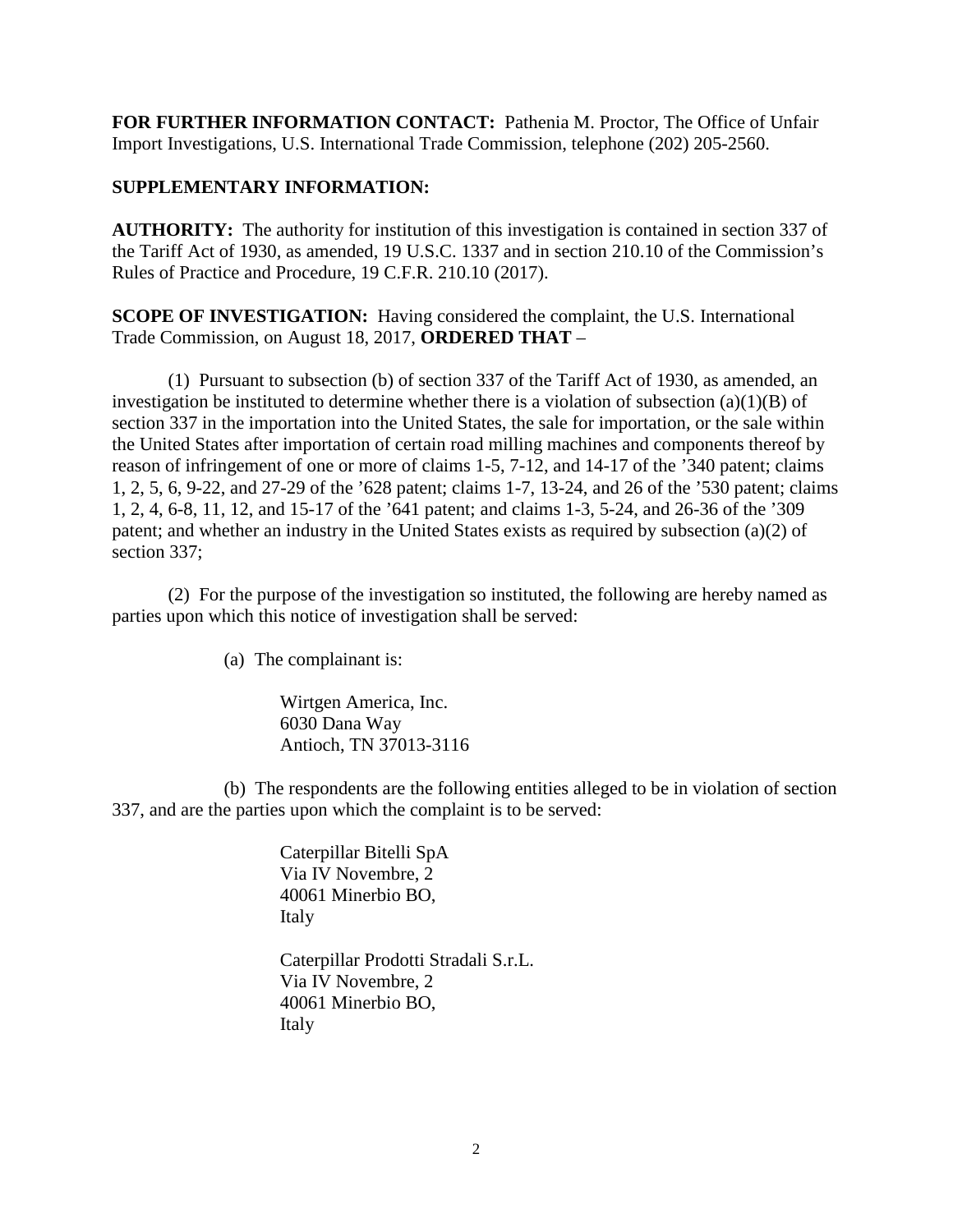**FOR FURTHER INFORMATION CONTACT:** Pathenia M. Proctor, The Office of Unfair Import Investigations, U.S. International Trade Commission, telephone (202) 205-2560.

**SUPPLEMENTARY INFORMATION:**

**AUTHORITY:** The authority for institution of this investigation is contained in section 337 of the Tariff Act of 1930, as amended, 19 U.S.C. 1337 and in section 210.10 of the Commission's Rules of Practice and Procedure, 19 C.F.R. 210.10 (2017).

**SCOPE OF INVESTIGATION:** Having considered the complaint, the U.S. International Trade Commission, on August 18, 2017, **ORDERED THAT** –

(1) Pursuant to subsection (b) of section 337 of the Tariff Act of 1930, as amended, an investigation be instituted to determine whether there is a violation of subsection (a)(1)(B) of section 337 in the importation into the United States, the sale for importation, or the sale within the United States after importation of certain road milling machines and components thereof by reason of infringement of one or more of claims 1-5, 7-12, and 14-17 of the '340 patent; claims 1, 2, 5, 6, 9-22, and 27-29 of the '628 patent; claims 1-7, 13-24, and 26 of the '530 patent; claims 1, 2, 4, 6-8, 11, 12, and 15-17 of the '641 patent; and claims 1-3, 5-24, and 26-36 of the '309 patent; and whether an industry in the United States exists as required by subsection (a)(2) of section 337;

(2) For the purpose of the investigation so instituted, the following are hereby named as parties upon which this notice of investigation shall be served:

(a) The complainant is:

Wirtgen America, Inc.
6030 Dana Way
Antioch, TN 37013-3116

(b) The respondents are the following entities alleged to be in violation of section 337, and are the parties upon which the complaint is to be served:

Caterpillar Bitelli SpA
Via IV Novembre, 2
40061 Minerbio BO,
Italy

Caterpillar Prodotti Stradali S.r.L.
Via IV Novembre, 2
40061 Minerbio BO,
Italy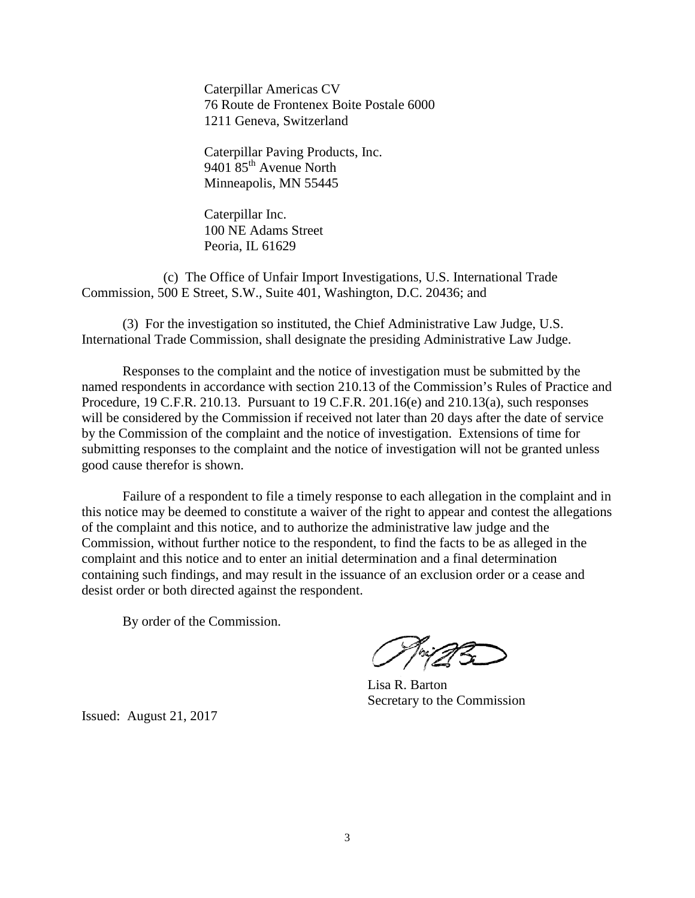Caterpillar Americas CV  
76 Route de Frontenex Boite Postale 6000  
1211 Geneva, Switzerland

Caterpillar Paving Products, Inc.  
9401 85th Avenue North  
Minneapolis, MN 55445

Caterpillar Inc.  
100 NE Adams Street  
Peoria, IL 61629

(c) The Office of Unfair Import Investigations, U.S. International Trade Commission, 500 E Street, S.W., Suite 401, Washington, D.C. 20436; and

(3) For the investigation so instituted, the Chief Administrative Law Judge, U.S. International Trade Commission, shall designate the presiding Administrative Law Judge.

Responses to the complaint and the notice of investigation must be submitted by the named respondents in accordance with section 210.13 of the Commission's Rules of Practice and Procedure, 19 C.F.R. 210.13. Pursuant to 19 C.F.R. 201.16(e) and 210.13(a), such responses will be considered by the Commission if received not later than 20 days after the date of service by the Commission of the complaint and the notice of investigation. Extensions of time for submitting responses to the complaint and the notice of investigation will not be granted unless good cause therefor is shown.

Failure of a respondent to file a timely response to each allegation in the complaint and in this notice may be deemed to constitute a waiver of the right to appear and contest the allegations of the complaint and this notice, and to authorize the administrative law judge and the Commission, without further notice to the respondent, to find the facts to be as alleged in the complaint and this notice and to enter an initial determination and a final determination containing such findings, and may result in the issuance of an exclusion order or a cease and desist order or both directed against the respondent.

By order of the Commission.

Lisa R. Barton  
Secretary to the Commission

Issued: August 21, 2017